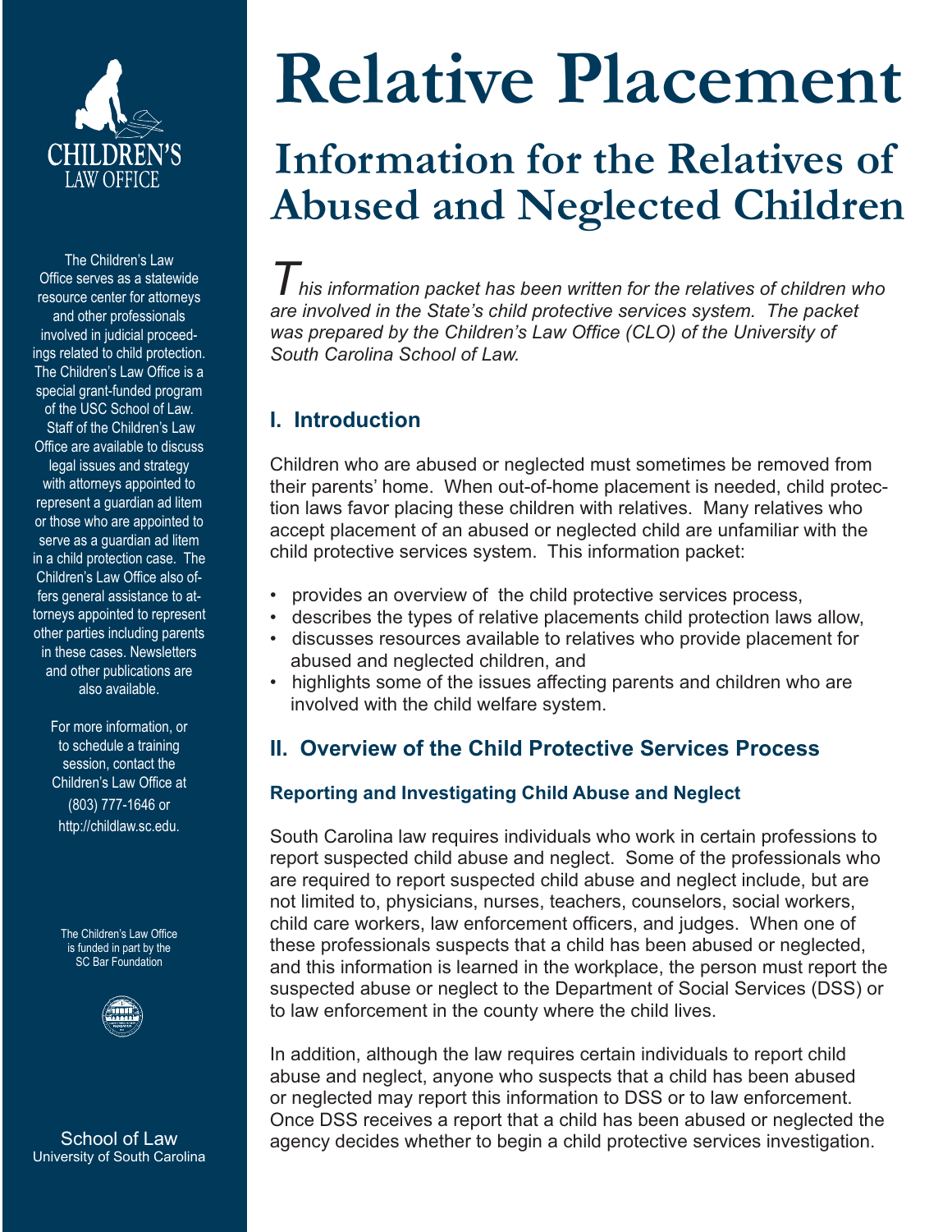# Relative Placement

## Information for the Relatives of Abused and Neglected Children

*This information packet has been written for the relatives of children who are involved in the State's child protective services system. The packet was prepared by the Children's Law Office (CLO) of the University of South Carolina School of Law.*

### I. Introduction

Children who are abused or neglected must sometimes be removed from their parents' home. When out-of-home placement is needed, child protection laws favor placing these children with relatives. Many relatives who accept placement of an abused or neglected child are unfamiliar with the child protective services system. This information packet:

- provides an overview of the child protective services process,
- describes the types of relative placements child protection laws allow,
- discusses resources available to relatives who provide placement for abused and neglected children, and
- highlights some of the issues affecting parents and children who are involved with the child welfare system.

### II. Overview of the Child Protective Services Process

#### Reporting and Investigating Child Abuse and Neglect

South Carolina law requires individuals who work in certain professions to report suspected child abuse and neglect. Some of the professionals who are required to report suspected child abuse and neglect include, but are not limited to, physicians, nurses, teachers, counselors, social workers, child care workers, law enforcement officers, and judges. When one of these professionals suspects that a child has been abused or neglected, and this information is learned in the workplace, the person must report the suspected abuse or neglect to the Department of Social Services (DSS) or to law enforcement in the county where the child lives.

In addition, although the law requires certain individuals to report child abuse and neglect, anyone who suspects that a child has been abused or neglected may report this information to DSS or to law enforcement. Once DSS receives a report that a child has been abused or neglected the agency decides whether to begin a child protective services investigation.

CHILDREN'S LAW OFFICE

The Children's Law Office serves as a statewide resource center for attorneys and other professionals involved in judicial proceedings related to child protection. The Children's Law Office is a special grant-funded program of the USC School of Law. Staff of the Children's Law Office are available to discuss legal issues and strategy with attorneys appointed to represent a guardian ad litem or those who are appointed to serve as a guardian ad litem in a child protection case. The Children's Law Office also offers general assistance to attorneys appointed to represent other parties including parents in these cases. Newsletters and other publications are also available.

For more information, or to schedule a training session, contact the Children's Law Office at (803) 777-1646 or http://childlaw.sc.edu.

The Children's Law Office is funded in part by the SC Bar Foundation

School of Law
University of South Carolina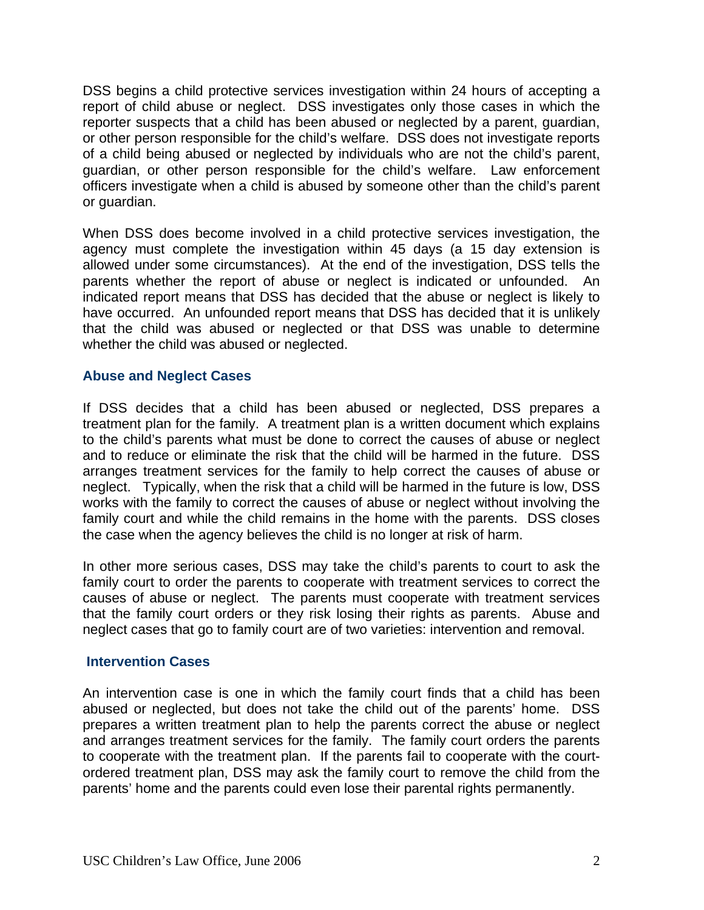DSS begins a child protective services investigation within 24 hours of accepting a report of child abuse or neglect. DSS investigates only those cases in which the reporter suspects that a child has been abused or neglected by a parent, guardian, or other person responsible for the child's welfare. DSS does not investigate reports of a child being abused or neglected by individuals who are not the child's parent, guardian, or other person responsible for the child's welfare. Law enforcement officers investigate when a child is abused by someone other than the child's parent or guardian.

When DSS does become involved in a child protective services investigation, the agency must complete the investigation within 45 days (a 15 day extension is allowed under some circumstances). At the end of the investigation, DSS tells the parents whether the report of abuse or neglect is indicated or unfounded. An indicated report means that DSS has decided that the abuse or neglect is likely to have occurred. An unfounded report means that DSS has decided that it is unlikely that the child was abused or neglected or that DSS was unable to determine whether the child was abused or neglected.

### Abuse and Neglect Cases

If DSS decides that a child has been abused or neglected, DSS prepares a treatment plan for the family. A treatment plan is a written document which explains to the child's parents what must be done to correct the causes of abuse or neglect and to reduce or eliminate the risk that the child will be harmed in the future. DSS arranges treatment services for the family to help correct the causes of abuse or neglect. Typically, when the risk that a child will be harmed in the future is low, DSS works with the family to correct the causes of abuse or neglect without involving the family court and while the child remains in the home with the parents. DSS closes the case when the agency believes the child is no longer at risk of harm.

In other more serious cases, DSS may take the child's parents to court to ask the family court to order the parents to cooperate with treatment services to correct the causes of abuse or neglect. The parents must cooperate with treatment services that the family court orders or they risk losing their rights as parents. Abuse and neglect cases that go to family court are of two varieties: intervention and removal.

### Intervention Cases

An intervention case is one in which the family court finds that a child has been abused or neglected, but does not take the child out of the parents' home. DSS prepares a written treatment plan to help the parents correct the abuse or neglect and arranges treatment services for the family. The family court orders the parents to cooperate with the treatment plan. If the parents fail to cooperate with the court-ordered treatment plan, DSS may ask the family court to remove the child from the parents' home and the parents could even lose their parental rights permanently.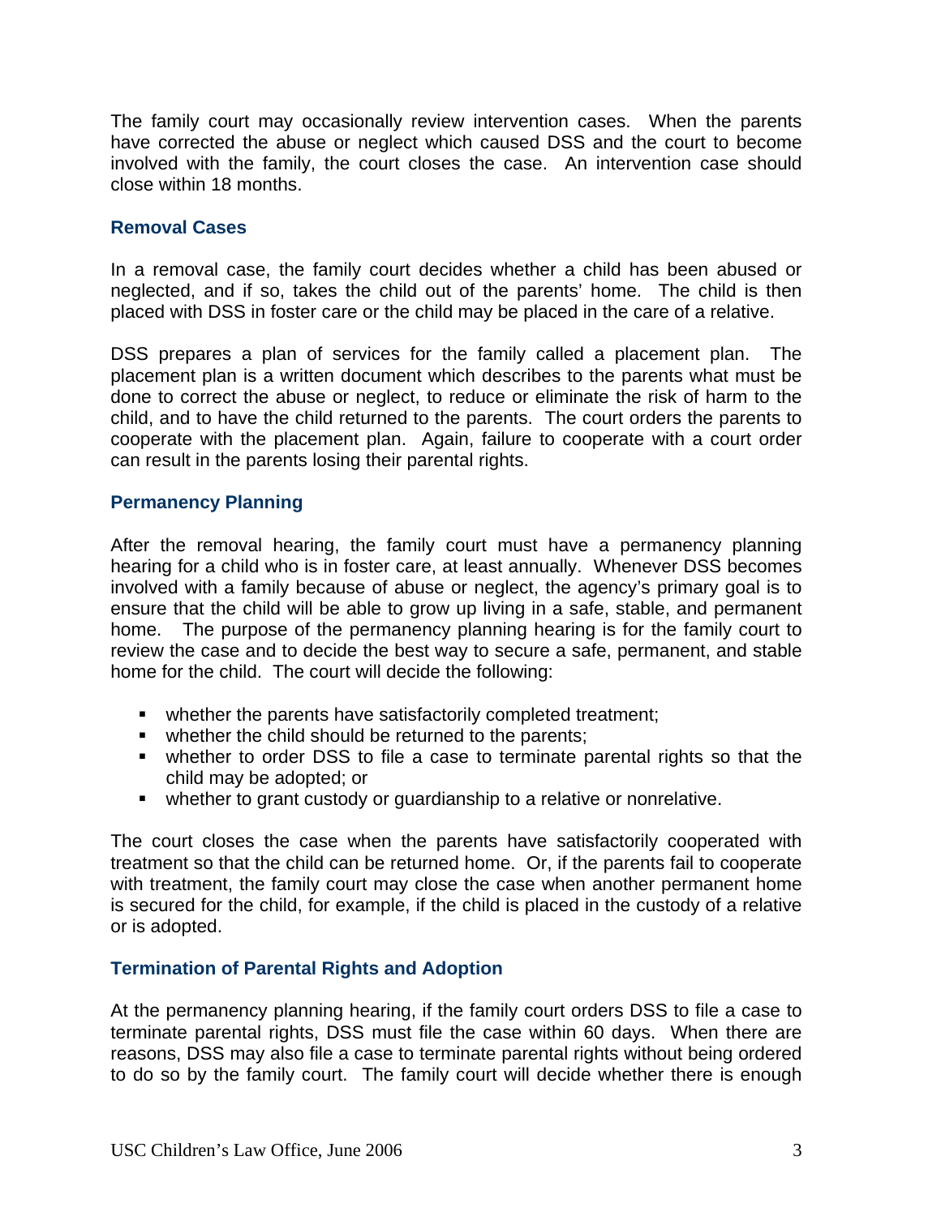The family court may occasionally review intervention cases. When the parents have corrected the abuse or neglect which caused DSS and the court to become involved with the family, the court closes the case. An intervention case should close within 18 months.

### Removal Cases

In a removal case, the family court decides whether a child has been abused or neglected, and if so, takes the child out of the parents' home. The child is then placed with DSS in foster care or the child may be placed in the care of a relative.

DSS prepares a plan of services for the family called a placement plan. The placement plan is a written document which describes to the parents what must be done to correct the abuse or neglect, to reduce or eliminate the risk of harm to the child, and to have the child returned to the parents. The court orders the parents to cooperate with the placement plan. Again, failure to cooperate with a court order can result in the parents losing their parental rights.

### Permanency Planning

After the removal hearing, the family court must have a permanency planning hearing for a child who is in foster care, at least annually. Whenever DSS becomes involved with a family because of abuse or neglect, the agency's primary goal is to ensure that the child will be able to grow up living in a safe, stable, and permanent home. The purpose of the permanency planning hearing is for the family court to review the case and to decide the best way to secure a safe, permanent, and stable home for the child. The court will decide the following:

- whether the parents have satisfactorily completed treatment;
- whether the child should be returned to the parents;
- whether to order DSS to file a case to terminate parental rights so that the child may be adopted; or
- whether to grant custody or guardianship to a relative or nonrelative.

The court closes the case when the parents have satisfactorily cooperated with treatment so that the child can be returned home. Or, if the parents fail to cooperate with treatment, the family court may close the case when another permanent home is secured for the child, for example, if the child is placed in the custody of a relative or is adopted.

### Termination of Parental Rights and Adoption

At the permanency planning hearing, if the family court orders DSS to file a case to terminate parental rights, DSS must file the case within 60 days. When there are reasons, DSS may also file a case to terminate parental rights without being ordered to do so by the family court. The family court will decide whether there is enough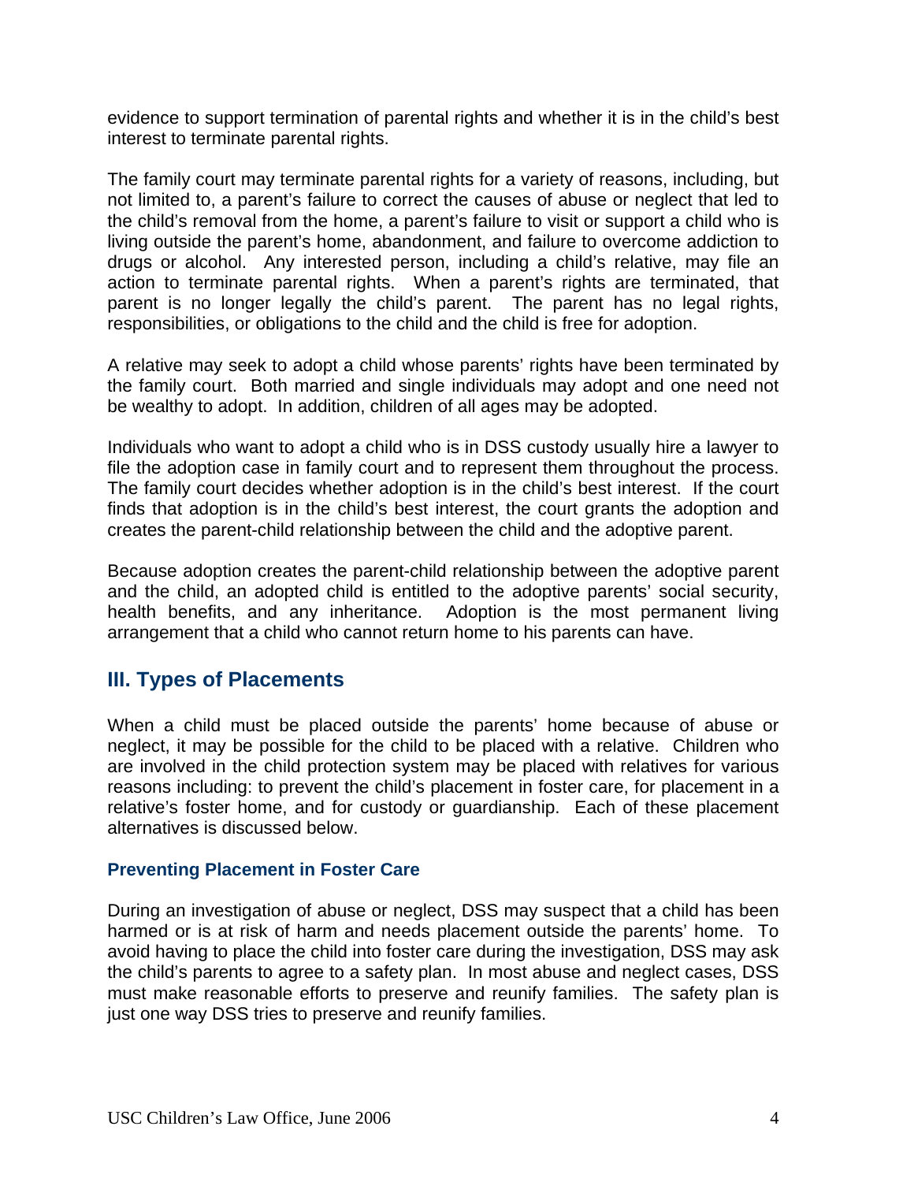evidence to support termination of parental rights and whether it is in the child's best interest to terminate parental rights.

The family court may terminate parental rights for a variety of reasons, including, but not limited to, a parent's failure to correct the causes of abuse or neglect that led to the child's removal from the home, a parent's failure to visit or support a child who is living outside the parent's home, abandonment, and failure to overcome addiction to drugs or alcohol. Any interested person, including a child's relative, may file an action to terminate parental rights. When a parent's rights are terminated, that parent is no longer legally the child's parent. The parent has no legal rights, responsibilities, or obligations to the child and the child is free for adoption.

A relative may seek to adopt a child whose parents' rights have been terminated by the family court. Both married and single individuals may adopt and one need not be wealthy to adopt. In addition, children of all ages may be adopted.

Individuals who want to adopt a child who is in DSS custody usually hire a lawyer to file the adoption case in family court and to represent them throughout the process. The family court decides whether adoption is in the child's best interest. If the court finds that adoption is in the child's best interest, the court grants the adoption and creates the parent-child relationship between the child and the adoptive parent.

Because adoption creates the parent-child relationship between the adoptive parent and the child, an adopted child is entitled to the adoptive parents' social security, health benefits, and any inheritance. Adoption is the most permanent living arrangement that a child who cannot return home to his parents can have.

## III. Types of Placements

When a child must be placed outside the parents' home because of abuse or neglect, it may be possible for the child to be placed with a relative. Children who are involved in the child protection system may be placed with relatives for various reasons including: to prevent the child's placement in foster care, for placement in a relative's foster home, and for custody or guardianship. Each of these placement alternatives is discussed below.

### Preventing Placement in Foster Care

During an investigation of abuse or neglect, DSS may suspect that a child has been harmed or is at risk of harm and needs placement outside the parents' home. To avoid having to place the child into foster care during the investigation, DSS may ask the child's parents to agree to a safety plan. In most abuse and neglect cases, DSS must make reasonable efforts to preserve and reunify families. The safety plan is just one way DSS tries to preserve and reunify families.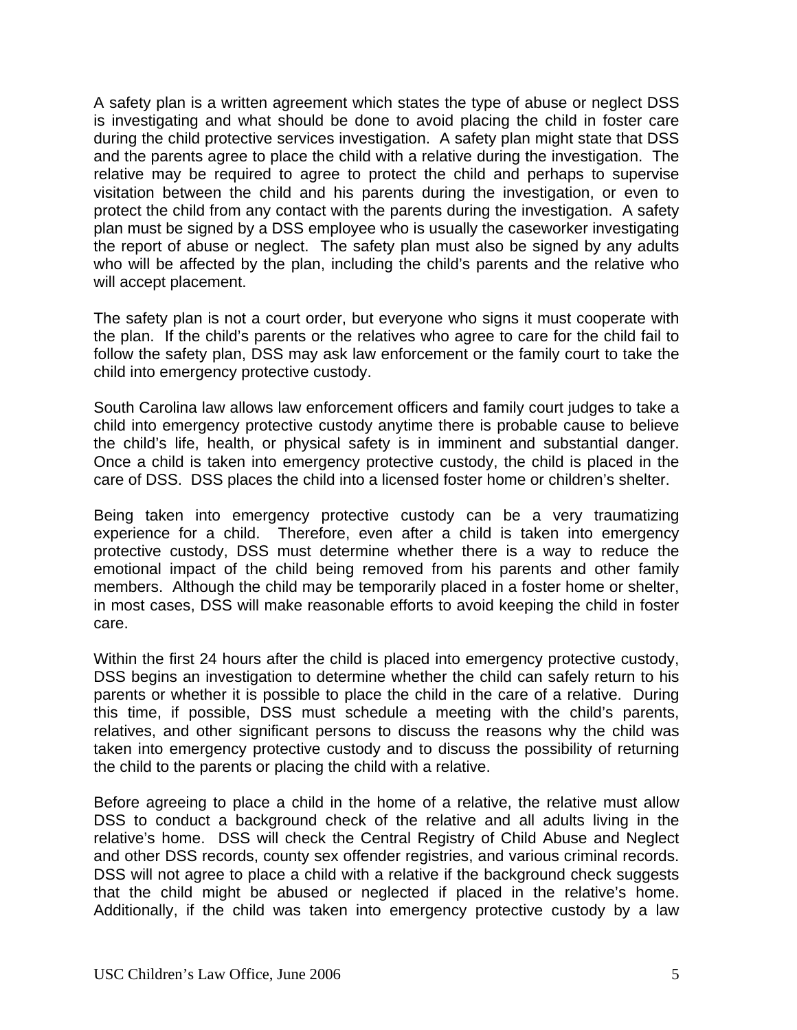A safety plan is a written agreement which states the type of abuse or neglect DSS is investigating and what should be done to avoid placing the child in foster care during the child protective services investigation. A safety plan might state that DSS and the parents agree to place the child with a relative during the investigation. The relative may be required to agree to protect the child and perhaps to supervise visitation between the child and his parents during the investigation, or even to protect the child from any contact with the parents during the investigation. A safety plan must be signed by a DSS employee who is usually the caseworker investigating the report of abuse or neglect. The safety plan must also be signed by any adults who will be affected by the plan, including the child's parents and the relative who will accept placement.

The safety plan is not a court order, but everyone who signs it must cooperate with the plan. If the child's parents or the relatives who agree to care for the child fail to follow the safety plan, DSS may ask law enforcement or the family court to take the child into emergency protective custody.

South Carolina law allows law enforcement officers and family court judges to take a child into emergency protective custody anytime there is probable cause to believe the child's life, health, or physical safety is in imminent and substantial danger. Once a child is taken into emergency protective custody, the child is placed in the care of DSS. DSS places the child into a licensed foster home or children's shelter.

Being taken into emergency protective custody can be a very traumatizing experience for a child. Therefore, even after a child is taken into emergency protective custody, DSS must determine whether there is a way to reduce the emotional impact of the child being removed from his parents and other family members. Although the child may be temporarily placed in a foster home or shelter, in most cases, DSS will make reasonable efforts to avoid keeping the child in foster care.

Within the first 24 hours after the child is placed into emergency protective custody, DSS begins an investigation to determine whether the child can safely return to his parents or whether it is possible to place the child in the care of a relative. During this time, if possible, DSS must schedule a meeting with the child's parents, relatives, and other significant persons to discuss the reasons why the child was taken into emergency protective custody and to discuss the possibility of returning the child to the parents or placing the child with a relative.

Before agreeing to place a child in the home of a relative, the relative must allow DSS to conduct a background check of the relative and all adults living in the relative's home. DSS will check the Central Registry of Child Abuse and Neglect and other DSS records, county sex offender registries, and various criminal records. DSS will not agree to place a child with a relative if the background check suggests that the child might be abused or neglected if placed in the relative's home. Additionally, if the child was taken into emergency protective custody by a law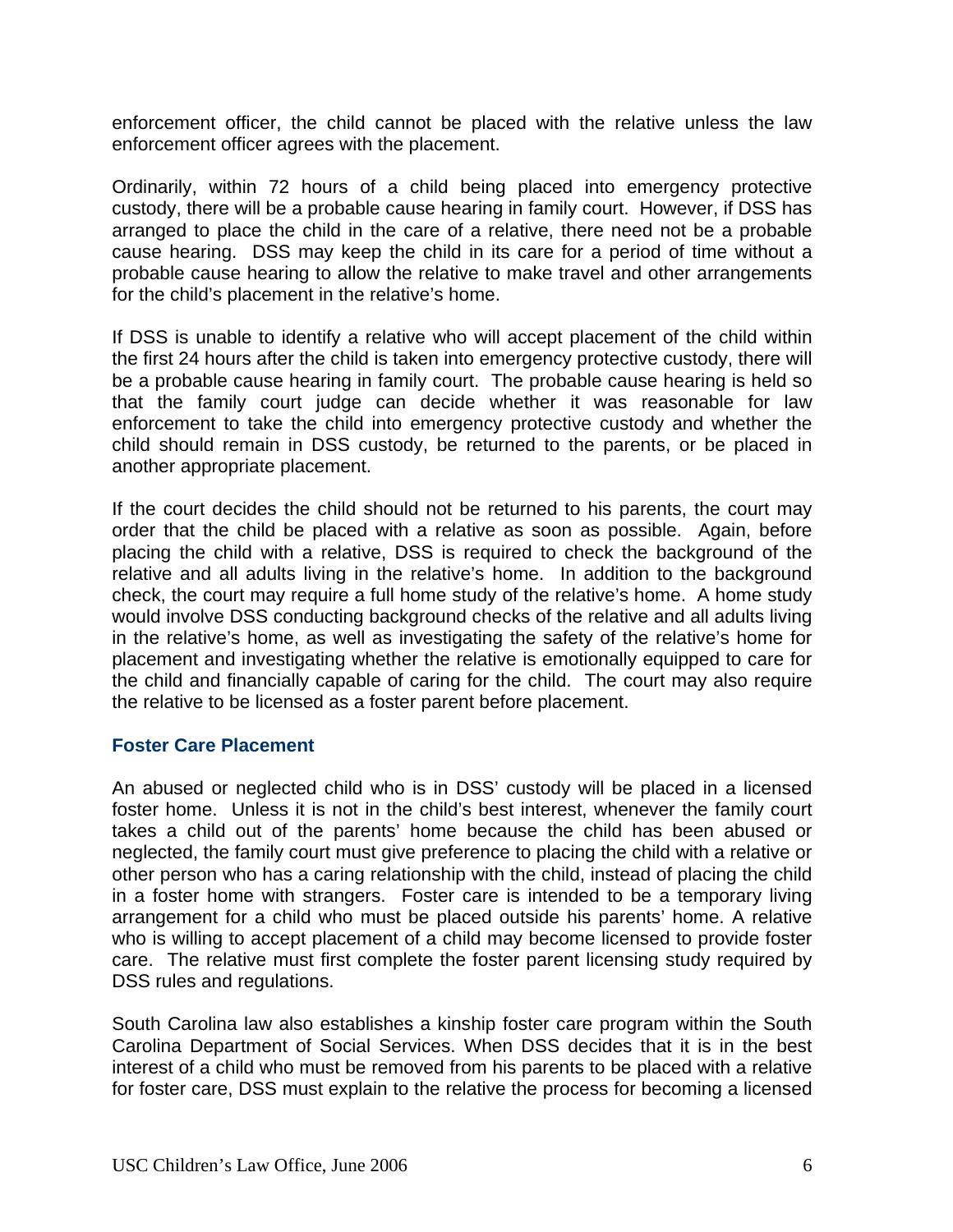enforcement officer, the child cannot be placed with the relative unless the law enforcement officer agrees with the placement.

Ordinarily, within 72 hours of a child being placed into emergency protective custody, there will be a probable cause hearing in family court. However, if DSS has arranged to place the child in the care of a relative, there need not be a probable cause hearing. DSS may keep the child in its care for a period of time without a probable cause hearing to allow the relative to make travel and other arrangements for the child's placement in the relative's home.

If DSS is unable to identify a relative who will accept placement of the child within the first 24 hours after the child is taken into emergency protective custody, there will be a probable cause hearing in family court. The probable cause hearing is held so that the family court judge can decide whether it was reasonable for law enforcement to take the child into emergency protective custody and whether the child should remain in DSS custody, be returned to the parents, or be placed in another appropriate placement.

If the court decides the child should not be returned to his parents, the court may order that the child be placed with a relative as soon as possible. Again, before placing the child with a relative, DSS is required to check the background of the relative and all adults living in the relative's home. In addition to the background check, the court may require a full home study of the relative's home. A home study would involve DSS conducting background checks of the relative and all adults living in the relative's home, as well as investigating the safety of the relative's home for placement and investigating whether the relative is emotionally equipped to care for the child and financially capable of caring for the child. The court may also require the relative to be licensed as a foster parent before placement.

### Foster Care Placement

An abused or neglected child who is in DSS' custody will be placed in a licensed foster home. Unless it is not in the child's best interest, whenever the family court takes a child out of the parents' home because the child has been abused or neglected, the family court must give preference to placing the child with a relative or other person who has a caring relationship with the child, instead of placing the child in a foster home with strangers. Foster care is intended to be a temporary living arrangement for a child who must be placed outside his parents' home. A relative who is willing to accept placement of a child may become licensed to provide foster care. The relative must first complete the foster parent licensing study required by DSS rules and regulations.

South Carolina law also establishes a kinship foster care program within the South Carolina Department of Social Services. When DSS decides that it is in the best interest of a child who must be removed from his parents to be placed with a relative for foster care, DSS must explain to the relative the process for becoming a licensed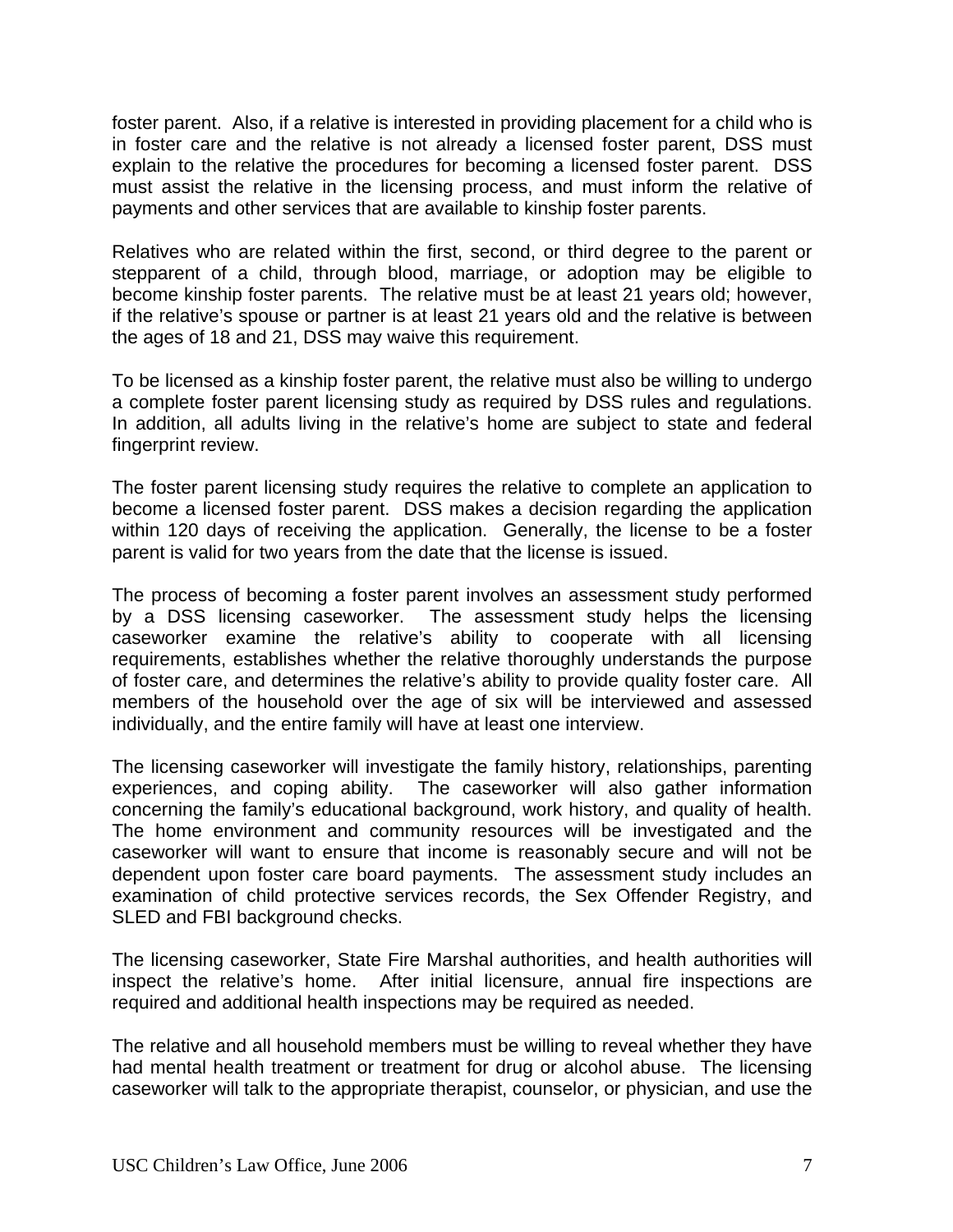foster parent. Also, if a relative is interested in providing placement for a child who is in foster care and the relative is not already a licensed foster parent, DSS must explain to the relative the procedures for becoming a licensed foster parent. DSS must assist the relative in the licensing process, and must inform the relative of payments and other services that are available to kinship foster parents.

Relatives who are related within the first, second, or third degree to the parent or stepparent of a child, through blood, marriage, or adoption may be eligible to become kinship foster parents. The relative must be at least 21 years old; however, if the relative's spouse or partner is at least 21 years old and the relative is between the ages of 18 and 21, DSS may waive this requirement.

To be licensed as a kinship foster parent, the relative must also be willing to undergo a complete foster parent licensing study as required by DSS rules and regulations. In addition, all adults living in the relative's home are subject to state and federal fingerprint review.

The foster parent licensing study requires the relative to complete an application to become a licensed foster parent. DSS makes a decision regarding the application within 120 days of receiving the application. Generally, the license to be a foster parent is valid for two years from the date that the license is issued.

The process of becoming a foster parent involves an assessment study performed by a DSS licensing caseworker. The assessment study helps the licensing caseworker examine the relative's ability to cooperate with all licensing requirements, establishes whether the relative thoroughly understands the purpose of foster care, and determines the relative's ability to provide quality foster care. All members of the household over the age of six will be interviewed and assessed individually, and the entire family will have at least one interview.

The licensing caseworker will investigate the family history, relationships, parenting experiences, and coping ability. The caseworker will also gather information concerning the family's educational background, work history, and quality of health. The home environment and community resources will be investigated and the caseworker will want to ensure that income is reasonably secure and will not be dependent upon foster care board payments. The assessment study includes an examination of child protective services records, the Sex Offender Registry, and SLED and FBI background checks.

The licensing caseworker, State Fire Marshal authorities, and health authorities will inspect the relative's home. After initial licensure, annual fire inspections are required and additional health inspections may be required as needed.

The relative and all household members must be willing to reveal whether they have had mental health treatment or treatment for drug or alcohol abuse. The licensing caseworker will talk to the appropriate therapist, counselor, or physician, and use the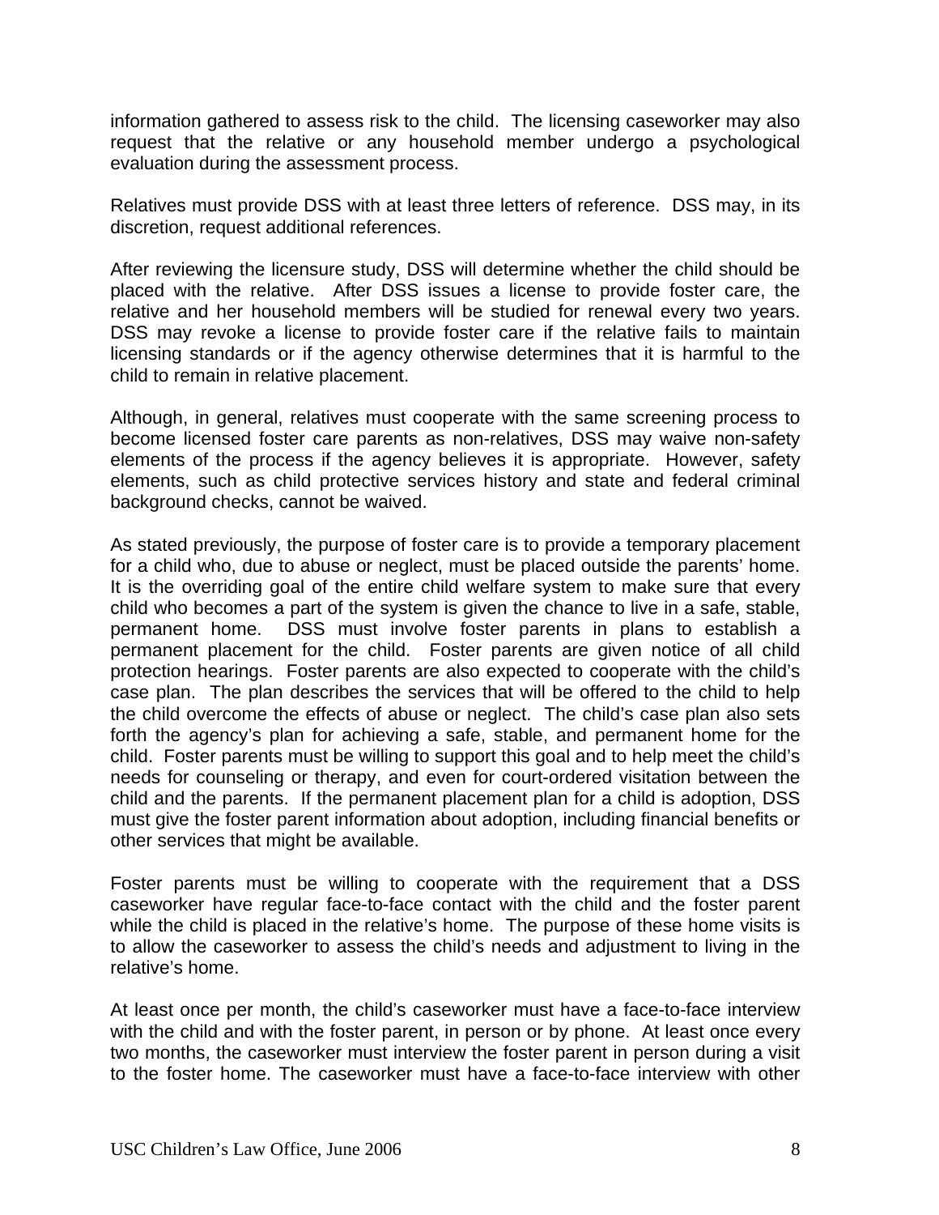information gathered to assess risk to the child. The licensing caseworker may also request that the relative or any household member undergo a psychological evaluation during the assessment process.

Relatives must provide DSS with at least three letters of reference. DSS may, in its discretion, request additional references.

After reviewing the licensure study, DSS will determine whether the child should be placed with the relative. After DSS issues a license to provide foster care, the relative and her household members will be studied for renewal every two years. DSS may revoke a license to provide foster care if the relative fails to maintain licensing standards or if the agency otherwise determines that it is harmful to the child to remain in relative placement.

Although, in general, relatives must cooperate with the same screening process to become licensed foster care parents as non-relatives, DSS may waive non-safety elements of the process if the agency believes it is appropriate. However, safety elements, such as child protective services history and state and federal criminal background checks, cannot be waived.

As stated previously, the purpose of foster care is to provide a temporary placement for a child who, due to abuse or neglect, must be placed outside the parents' home. It is the overriding goal of the entire child welfare system to make sure that every child who becomes a part of the system is given the chance to live in a safe, stable, permanent home. DSS must involve foster parents in plans to establish a permanent placement for the child. Foster parents are given notice of all child protection hearings. Foster parents are also expected to cooperate with the child's case plan. The plan describes the services that will be offered to the child to help the child overcome the effects of abuse or neglect. The child's case plan also sets forth the agency's plan for achieving a safe, stable, and permanent home for the child. Foster parents must be willing to support this goal and to help meet the child's needs for counseling or therapy, and even for court-ordered visitation between the child and the parents. If the permanent placement plan for a child is adoption, DSS must give the foster parent information about adoption, including financial benefits or other services that might be available.

Foster parents must be willing to cooperate with the requirement that a DSS caseworker have regular face-to-face contact with the child and the foster parent while the child is placed in the relative's home. The purpose of these home visits is to allow the caseworker to assess the child's needs and adjustment to living in the relative's home.

At least once per month, the child's caseworker must have a face-to-face interview with the child and with the foster parent, in person or by phone. At least once every two months, the caseworker must interview the foster parent in person during a visit to the foster home. The caseworker must have a face-to-face interview with other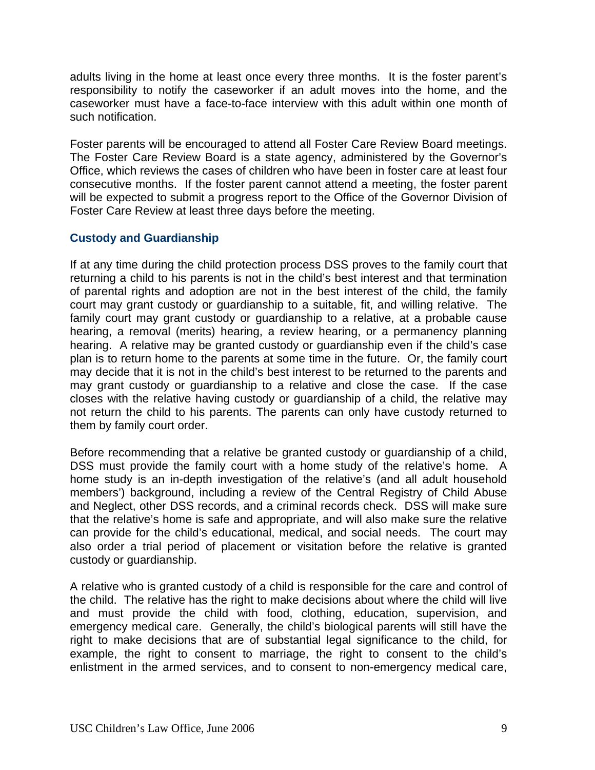adults living in the home at least once every three months. It is the foster parent's responsibility to notify the caseworker if an adult moves into the home, and the caseworker must have a face-to-face interview with this adult within one month of such notification.

Foster parents will be encouraged to attend all Foster Care Review Board meetings. The Foster Care Review Board is a state agency, administered by the Governor's Office, which reviews the cases of children who have been in foster care at least four consecutive months. If the foster parent cannot attend a meeting, the foster parent will be expected to submit a progress report to the Office of the Governor Division of Foster Care Review at least three days before the meeting.

### Custody and Guardianship

If at any time during the child protection process DSS proves to the family court that returning a child to his parents is not in the child's best interest and that termination of parental rights and adoption are not in the best interest of the child, the family court may grant custody or guardianship to a suitable, fit, and willing relative. The family court may grant custody or guardianship to a relative, at a probable cause hearing, a removal (merits) hearing, a review hearing, or a permanency planning hearing. A relative may be granted custody or guardianship even if the child's case plan is to return home to the parents at some time in the future. Or, the family court may decide that it is not in the child's best interest to be returned to the parents and may grant custody or guardianship to a relative and close the case. If the case closes with the relative having custody or guardianship of a child, the relative may not return the child to his parents. The parents can only have custody returned to them by family court order.

Before recommending that a relative be granted custody or guardianship of a child, DSS must provide the family court with a home study of the relative's home. A home study is an in-depth investigation of the relative's (and all adult household members') background, including a review of the Central Registry of Child Abuse and Neglect, other DSS records, and a criminal records check. DSS will make sure that the relative's home is safe and appropriate, and will also make sure the relative can provide for the child's educational, medical, and social needs. The court may also order a trial period of placement or visitation before the relative is granted custody or guardianship.

A relative who is granted custody of a child is responsible for the care and control of the child. The relative has the right to make decisions about where the child will live and must provide the child with food, clothing, education, supervision, and emergency medical care. Generally, the child's biological parents will still have the right to make decisions that are of substantial legal significance to the child, for example, the right to consent to marriage, the right to consent to the child's enlistment in the armed services, and to consent to non-emergency medical care,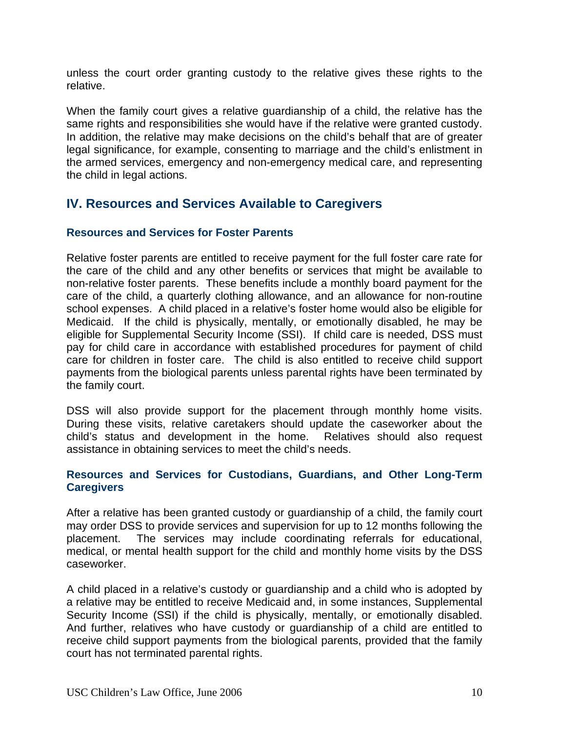unless the court order granting custody to the relative gives these rights to the relative.

When the family court gives a relative guardianship of a child, the relative has the same rights and responsibilities she would have if the relative were granted custody. In addition, the relative may make decisions on the child's behalf that are of greater legal significance, for example, consenting to marriage and the child's enlistment in the armed services, emergency and non-emergency medical care, and representing the child in legal actions.

## IV. Resources and Services Available to Caregivers

### Resources and Services for Foster Parents

Relative foster parents are entitled to receive payment for the full foster care rate for the care of the child and any other benefits or services that might be available to non-relative foster parents. These benefits include a monthly board payment for the care of the child, a quarterly clothing allowance, and an allowance for non-routine school expenses. A child placed in a relative's foster home would also be eligible for Medicaid. If the child is physically, mentally, or emotionally disabled, he may be eligible for Supplemental Security Income (SSI). If child care is needed, DSS must pay for child care in accordance with established procedures for payment of child care for children in foster care. The child is also entitled to receive child support payments from the biological parents unless parental rights have been terminated by the family court.

DSS will also provide support for the placement through monthly home visits. During these visits, relative caretakers should update the caseworker about the child's status and development in the home. Relatives should also request assistance in obtaining services to meet the child's needs.

### Resources and Services for Custodians, Guardians, and Other Long-Term Caregivers

After a relative has been granted custody or guardianship of a child, the family court may order DSS to provide services and supervision for up to 12 months following the placement. The services may include coordinating referrals for educational, medical, or mental health support for the child and monthly home visits by the DSS caseworker.

A child placed in a relative's custody or guardianship and a child who is adopted by a relative may be entitled to receive Medicaid and, in some instances, Supplemental Security Income (SSI) if the child is physically, mentally, or emotionally disabled. And further, relatives who have custody or guardianship of a child are entitled to receive child support payments from the biological parents, provided that the family court has not terminated parental rights.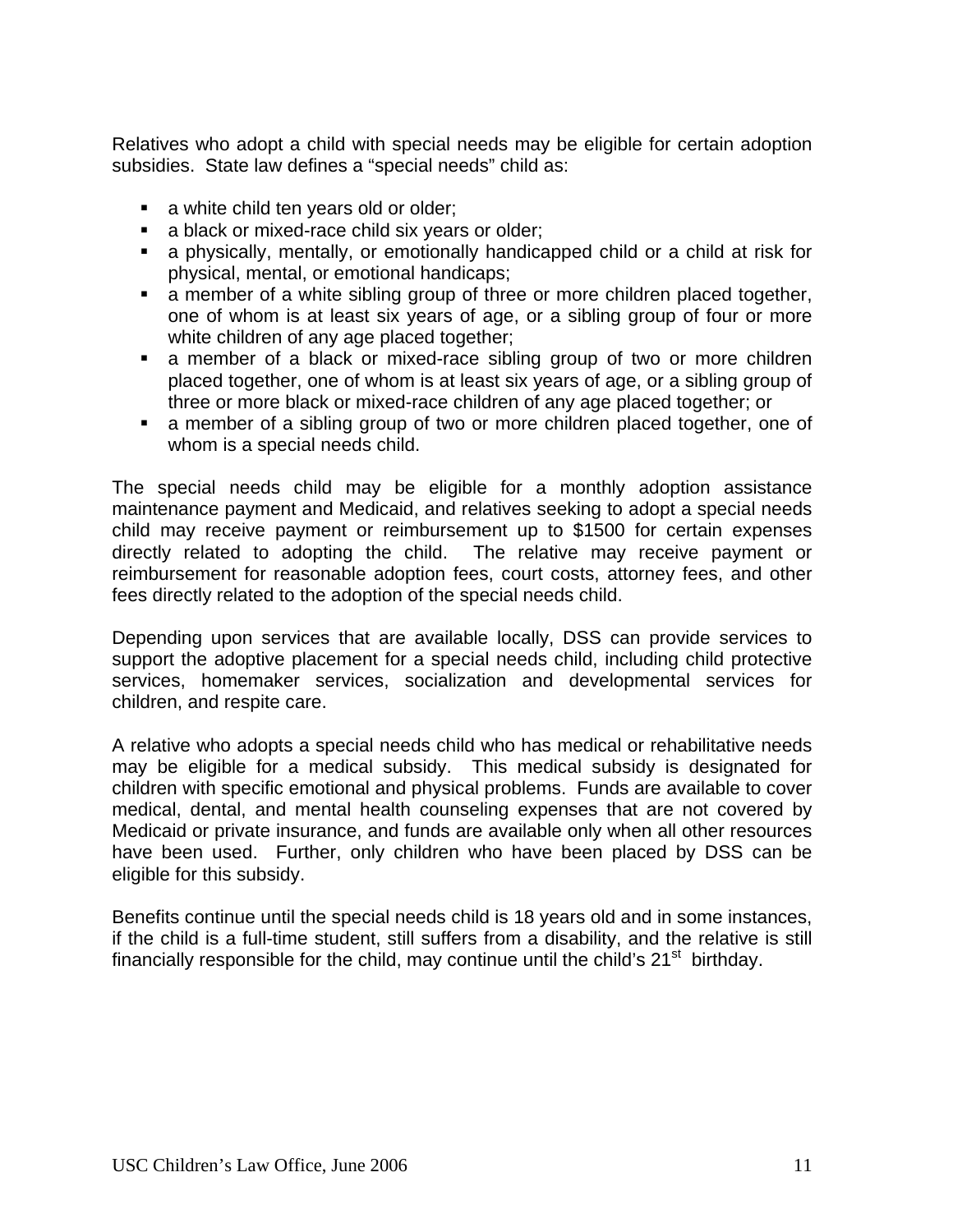Relatives who adopt a child with special needs may be eligible for certain adoption subsidies. State law defines a "special needs" child as:

- a white child ten years old or older;
- a black or mixed-race child six years or older;
- a physically, mentally, or emotionally handicapped child or a child at risk for physical, mental, or emotional handicaps;
- a member of a white sibling group of three or more children placed together, one of whom is at least six years of age, or a sibling group of four or more white children of any age placed together;
- a member of a black or mixed-race sibling group of two or more children placed together, one of whom is at least six years of age, or a sibling group of three or more black or mixed-race children of any age placed together; or
- a member of a sibling group of two or more children placed together, one of whom is a special needs child.

The special needs child may be eligible for a monthly adoption assistance maintenance payment and Medicaid, and relatives seeking to adopt a special needs child may receive payment or reimbursement up to $1500 for certain expenses directly related to adopting the child. The relative may receive payment or reimbursement for reasonable adoption fees, court costs, attorney fees, and other fees directly related to the adoption of the special needs child.

Depending upon services that are available locally, DSS can provide services to support the adoptive placement for a special needs child, including child protective services, homemaker services, socialization and developmental services for children, and respite care.

A relative who adopts a special needs child who has medical or rehabilitative needs may be eligible for a medical subsidy. This medical subsidy is designated for children with specific emotional and physical problems. Funds are available to cover medical, dental, and mental health counseling expenses that are not covered by Medicaid or private insurance, and funds are available only when all other resources have been used. Further, only children who have been placed by DSS can be eligible for this subsidy.

Benefits continue until the special needs child is 18 years old and in some instances, if the child is a full-time student, still suffers from a disability, and the relative is still financially responsible for the child, may continue until the child's 21st birthday.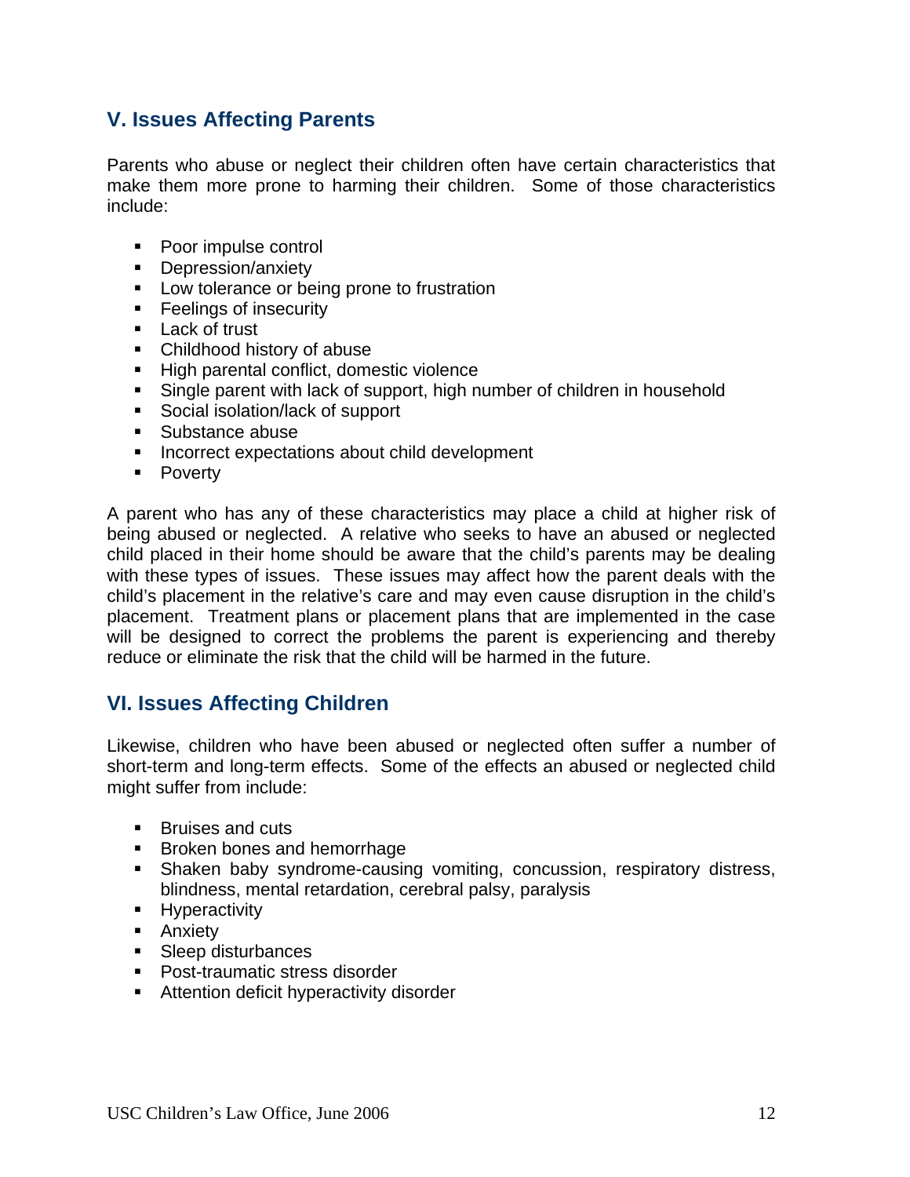## V. Issues Affecting Parents

Parents who abuse or neglect their children often have certain characteristics that make them more prone to harming their children. Some of those characteristics include:

- Poor impulse control
- Depression/anxiety
- Low tolerance or being prone to frustration
- Feelings of insecurity
- Lack of trust
- Childhood history of abuse
- High parental conflict, domestic violence
- Single parent with lack of support, high number of children in household
- Social isolation/lack of support
- Substance abuse
- Incorrect expectations about child development
- Poverty

A parent who has any of these characteristics may place a child at higher risk of being abused or neglected. A relative who seeks to have an abused or neglected child placed in their home should be aware that the child's parents may be dealing with these types of issues. These issues may affect how the parent deals with the child's placement in the relative's care and may even cause disruption in the child's placement. Treatment plans or placement plans that are implemented in the case will be designed to correct the problems the parent is experiencing and thereby reduce or eliminate the risk that the child will be harmed in the future.

## VI. Issues Affecting Children

Likewise, children who have been abused or neglected often suffer a number of short-term and long-term effects. Some of the effects an abused or neglected child might suffer from include:

- Bruises and cuts
- Broken bones and hemorrhage
- Shaken baby syndrome-causing vomiting, concussion, respiratory distress, blindness, mental retardation, cerebral palsy, paralysis
- Hyperactivity
- Anxiety
- Sleep disturbances
- Post-traumatic stress disorder
- Attention deficit hyperactivity disorder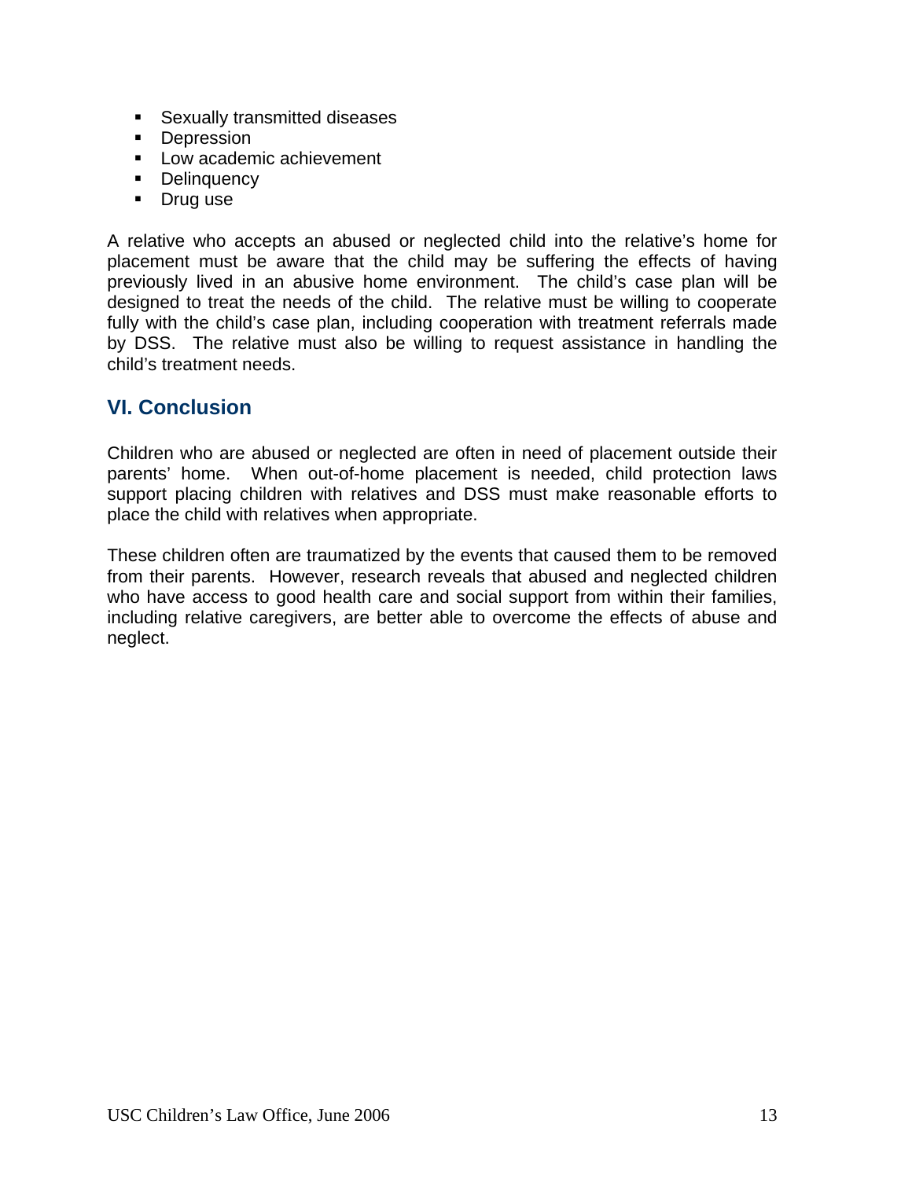- Sexually transmitted diseases
- Depression
- Low academic achievement
- Delinquency
- Drug use

A relative who accepts an abused or neglected child into the relative's home for placement must be aware that the child may be suffering the effects of having previously lived in an abusive home environment. The child's case plan will be designed to treat the needs of the child. The relative must be willing to cooperate fully with the child's case plan, including cooperation with treatment referrals made by DSS. The relative must also be willing to request assistance in handling the child's treatment needs.

## VI. Conclusion

Children who are abused or neglected are often in need of placement outside their parents' home. When out-of-home placement is needed, child protection laws support placing children with relatives and DSS must make reasonable efforts to place the child with relatives when appropriate.

These children often are traumatized by the events that caused them to be removed from their parents. However, research reveals that abused and neglected children who have access to good health care and social support from within their families, including relative caregivers, are better able to overcome the effects of abuse and neglect.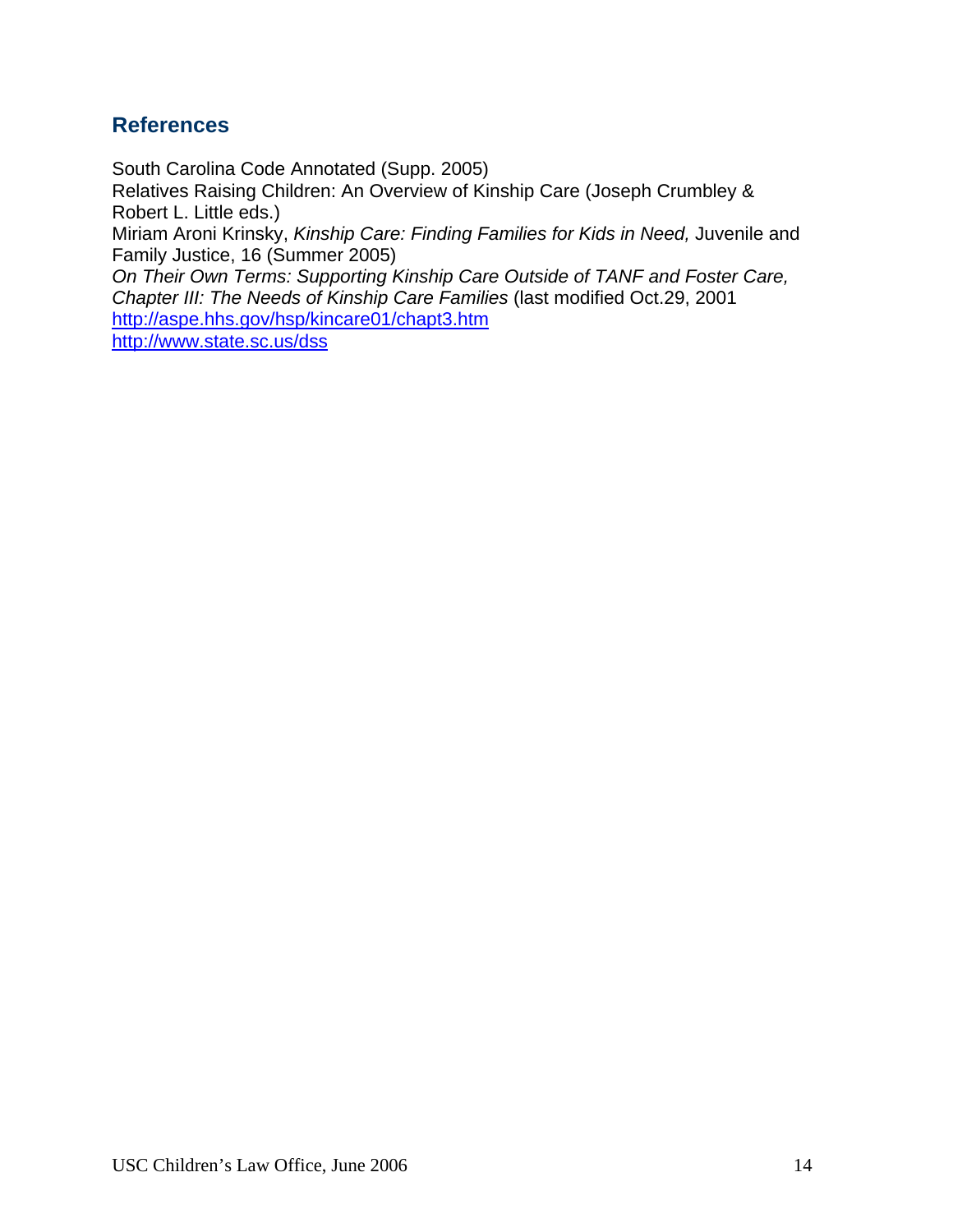## References

South Carolina Code Annotated (Supp. 2005)
Relatives Raising Children: An Overview of Kinship Care (Joseph Crumbley & Robert L. Little eds.)
Miriam Aroni Krinsky, *Kinship Care: Finding Families for Kids in Need,* Juvenile and Family Justice, 16 (Summer 2005)
*On Their Own Terms: Supporting Kinship Care Outside of TANF and Foster Care, Chapter III: The Needs of Kinship Care Families* (last modified Oct.29, 2001
http://aspe.hhs.gov/hsp/kincare01/chapt3.htm
http://www.state.sc.us/dss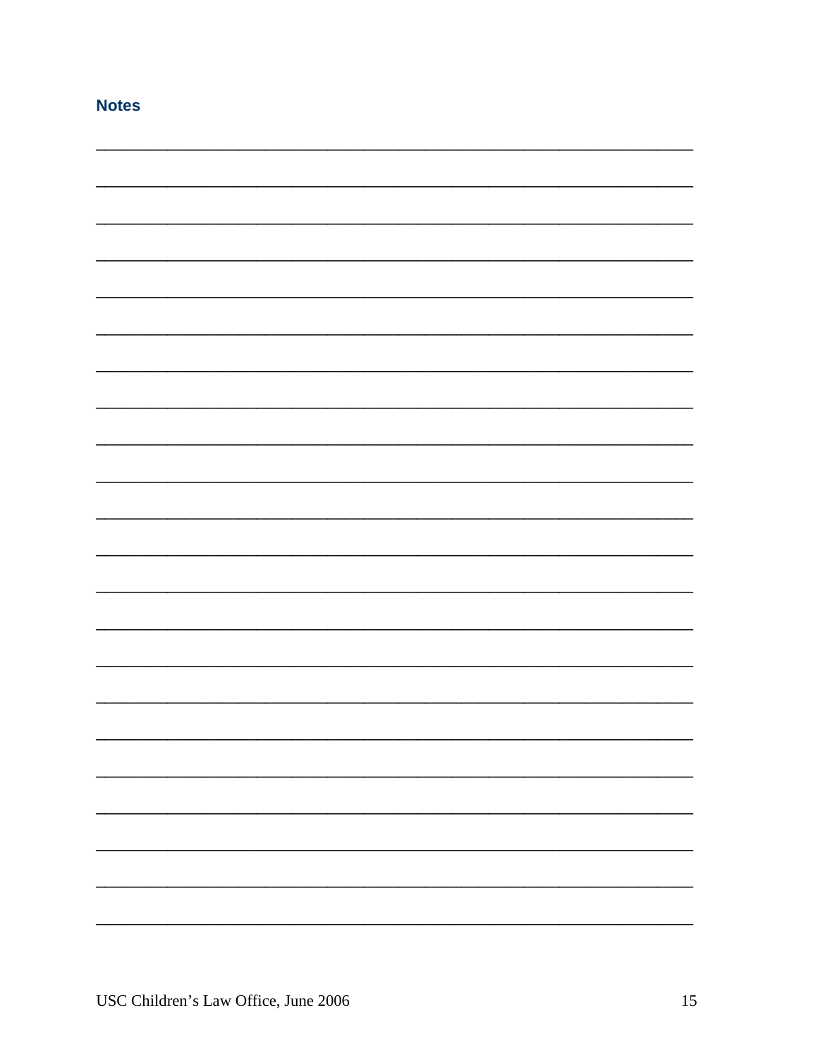**Notes**

\_\_\_\_\_\_\_\_\_\_\_\_\_\_\_\_\_\_\_\_\_\_\_\_\_\_\_\_\_\_\_\_\_\_\_\_\_\_\_\_\_\_\_\_\_\_\_\_\_\_\_\_\_\_\_\_\_\_\_\_\_\_\_\_\_\_\_\_\_\_

\_\_\_\_\_\_\_\_\_\_\_\_\_\_\_\_\_\_\_\_\_\_\_\_\_\_\_\_\_\_\_\_\_\_\_\_\_\_\_\_\_\_\_\_\_\_\_\_\_\_\_\_\_\_\_\_\_\_\_\_\_\_\_\_\_\_\_\_\_\_

\_\_\_\_\_\_\_\_\_\_\_\_\_\_\_\_\_\_\_\_\_\_\_\_\_\_\_\_\_\_\_\_\_\_\_\_\_\_\_\_\_\_\_\_\_\_\_\_\_\_\_\_\_\_\_\_\_\_\_\_\_\_\_\_\_\_\_\_\_\_

\_\_\_\_\_\_\_\_\_\_\_\_\_\_\_\_\_\_\_\_\_\_\_\_\_\_\_\_\_\_\_\_\_\_\_\_\_\_\_\_\_\_\_\_\_\_\_\_\_\_\_\_\_\_\_\_\_\_\_\_\_\_\_\_\_\_\_\_\_\_

\_\_\_\_\_\_\_\_\_\_\_\_\_\_\_\_\_\_\_\_\_\_\_\_\_\_\_\_\_\_\_\_\_\_\_\_\_\_\_\_\_\_\_\_\_\_\_\_\_\_\_\_\_\_\_\_\_\_\_\_\_\_\_\_\_\_\_\_\_\_

\_\_\_\_\_\_\_\_\_\_\_\_\_\_\_\_\_\_\_\_\_\_\_\_\_\_\_\_\_\_\_\_\_\_\_\_\_\_\_\_\_\_\_\_\_\_\_\_\_\_\_\_\_\_\_\_\_\_\_\_\_\_\_\_\_\_\_\_\_\_

\_\_\_\_\_\_\_\_\_\_\_\_\_\_\_\_\_\_\_\_\_\_\_\_\_\_\_\_\_\_\_\_\_\_\_\_\_\_\_\_\_\_\_\_\_\_\_\_\_\_\_\_\_\_\_\_\_\_\_\_\_\_\_\_\_\_\_\_\_\_

\_\_\_\_\_\_\_\_\_\_\_\_\_\_\_\_\_\_\_\_\_\_\_\_\_\_\_\_\_\_\_\_\_\_\_\_\_\_\_\_\_\_\_\_\_\_\_\_\_\_\_\_\_\_\_\_\_\_\_\_\_\_\_\_\_\_\_\_\_\_

\_\_\_\_\_\_\_\_\_\_\_\_\_\_\_\_\_\_\_\_\_\_\_\_\_\_\_\_\_\_\_\_\_\_\_\_\_\_\_\_\_\_\_\_\_\_\_\_\_\_\_\_\_\_\_\_\_\_\_\_\_\_\_\_\_\_\_\_\_\_

\_\_\_\_\_\_\_\_\_\_\_\_\_\_\_\_\_\_\_\_\_\_\_\_\_\_\_\_\_\_\_\_\_\_\_\_\_\_\_\_\_\_\_\_\_\_\_\_\_\_\_\_\_\_\_\_\_\_\_\_\_\_\_\_\_\_\_\_\_\_

\_\_\_\_\_\_\_\_\_\_\_\_\_\_\_\_\_\_\_\_\_\_\_\_\_\_\_\_\_\_\_\_\_\_\_\_\_\_\_\_\_\_\_\_\_\_\_\_\_\_\_\_\_\_\_\_\_\_\_\_\_\_\_\_\_\_\_\_\_\_

\_\_\_\_\_\_\_\_\_\_\_\_\_\_\_\_\_\_\_\_\_\_\_\_\_\_\_\_\_\_\_\_\_\_\_\_\_\_\_\_\_\_\_\_\_\_\_\_\_\_\_\_\_\_\_\_\_\_\_\_\_\_\_\_\_\_\_\_\_\_

\_\_\_\_\_\_\_\_\_\_\_\_\_\_\_\_\_\_\_\_\_\_\_\_\_\_\_\_\_\_\_\_\_\_\_\_\_\_\_\_\_\_\_\_\_\_\_\_\_\_\_\_\_\_\_\_\_\_\_\_\_\_\_\_\_\_\_\_\_\_

\_\_\_\_\_\_\_\_\_\_\_\_\_\_\_\_\_\_\_\_\_\_\_\_\_\_\_\_\_\_\_\_\_\_\_\_\_\_\_\_\_\_\_\_\_\_\_\_\_\_\_\_\_\_\_\_\_\_\_\_\_\_\_\_\_\_\_\_\_\_

\_\_\_\_\_\_\_\_\_\_\_\_\_\_\_\_\_\_\_\_\_\_\_\_\_\_\_\_\_\_\_\_\_\_\_\_\_\_\_\_\_\_\_\_\_\_\_\_\_\_\_\_\_\_\_\_\_\_\_\_\_\_\_\_\_\_\_\_\_\_

\_\_\_\_\_\_\_\_\_\_\_\_\_\_\_\_\_\_\_\_\_\_\_\_\_\_\_\_\_\_\_\_\_\_\_\_\_\_\_\_\_\_\_\_\_\_\_\_\_\_\_\_\_\_\_\_\_\_\_\_\_\_\_\_\_\_\_\_\_\_

\_\_\_\_\_\_\_\_\_\_\_\_\_\_\_\_\_\_\_\_\_\_\_\_\_\_\_\_\_\_\_\_\_\_\_\_\_\_\_\_\_\_\_\_\_\_\_\_\_\_\_\_\_\_\_\_\_\_\_\_\_\_\_\_\_\_\_\_\_\_

\_\_\_\_\_\_\_\_\_\_\_\_\_\_\_\_\_\_\_\_\_\_\_\_\_\_\_\_\_\_\_\_\_\_\_\_\_\_\_\_\_\_\_\_\_\_\_\_\_\_\_\_\_\_\_\_\_\_\_\_\_\_\_\_\_\_\_\_\_\_

\_\_\_\_\_\_\_\_\_\_\_\_\_\_\_\_\_\_\_\_\_\_\_\_\_\_\_\_\_\_\_\_\_\_\_\_\_\_\_\_\_\_\_\_\_\_\_\_\_\_\_\_\_\_\_\_\_\_\_\_\_\_\_\_\_\_\_\_\_\_

\_\_\_\_\_\_\_\_\_\_\_\_\_\_\_\_\_\_\_\_\_\_\_\_\_\_\_\_\_\_\_\_\_\_\_\_\_\_\_\_\_\_\_\_\_\_\_\_\_\_\_\_\_\_\_\_\_\_\_\_\_\_\_\_\_\_\_\_\_\_

\_\_\_\_\_\_\_\_\_\_\_\_\_\_\_\_\_\_\_\_\_\_\_\_\_\_\_\_\_\_\_\_\_\_\_\_\_\_\_\_\_\_\_\_\_\_\_\_\_\_\_\_\_\_\_\_\_\_\_\_\_\_\_\_\_\_\_\_\_\_

\_\_\_\_\_\_\_\_\_\_\_\_\_\_\_\_\_\_\_\_\_\_\_\_\_\_\_\_\_\_\_\_\_\_\_\_\_\_\_\_\_\_\_\_\_\_\_\_\_\_\_\_\_\_\_\_\_\_\_\_\_\_\_\_\_\_\_\_\_\_

USC Children's Law Office, June 2006